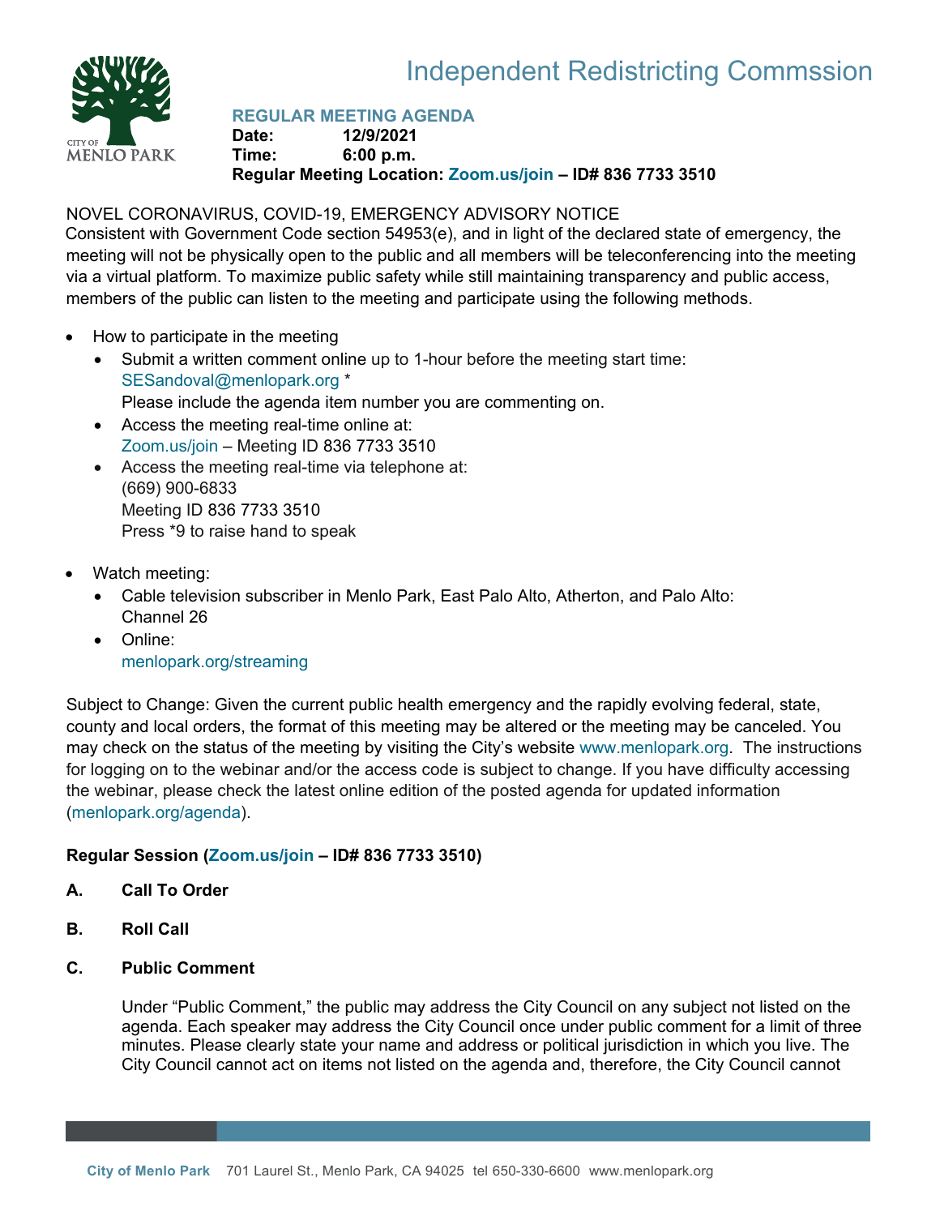# Independent Redistricting Commssion

**REGULAR MEETING AGENDA**
**Date:** 12/9/2021
**Time:** 6:00 p.m.
**Regular Meeting Location:** Zoom.us/join – ID# 836 7733 3510

NOVEL CORONAVIRUS, COVID-19, EMERGENCY ADVISORY NOTICE
Consistent with Government Code section 54953(e), and in light of the declared state of emergency, the meeting will not be physically open to the public and all members will be teleconferencing into the meeting via a virtual platform. To maximize public safety while still maintaining transparency and public access, members of the public can listen to the meeting and participate using the following methods.

- How to participate in the meeting
  - Submit a written comment online up to 1-hour before the meeting start time: SESandoval@menlopark.org *
    Please include the agenda item number you are commenting on.
  - Access the meeting real-time online at:
    Zoom.us/join – Meeting ID 836 7733 3510
  - Access the meeting real-time via telephone at:
    (669) 900-6833
    Meeting ID 836 7733 3510
    Press *9 to raise hand to speak
- Watch meeting:
  - Cable television subscriber in Menlo Park, East Palo Alto, Atherton, and Palo Alto:
    Channel 26
  - Online:
    menlopark.org/streaming

Subject to Change: Given the current public health emergency and the rapidly evolving federal, state, county and local orders, the format of this meeting may be altered or the meeting may be canceled. You may check on the status of the meeting by visiting the City's website www.menlopark.org. The instructions for logging on to the webinar and/or the access code is subject to change. If you have difficulty accessing the webinar, please check the latest online edition of the posted agenda for updated information (menlopark.org/agenda).

**Regular Session (Zoom.us/join – ID# 836 7733 3510)**

**A. Call To Order**

**B. Roll Call**

**C. Public Comment**

Under "Public Comment," the public may address the City Council on any subject not listed on the agenda. Each speaker may address the City Council once under public comment for a limit of three minutes. Please clearly state your name and address or political jurisdiction in which you live. The City Council cannot act on items not listed on the agenda and, therefore, the City Council cannot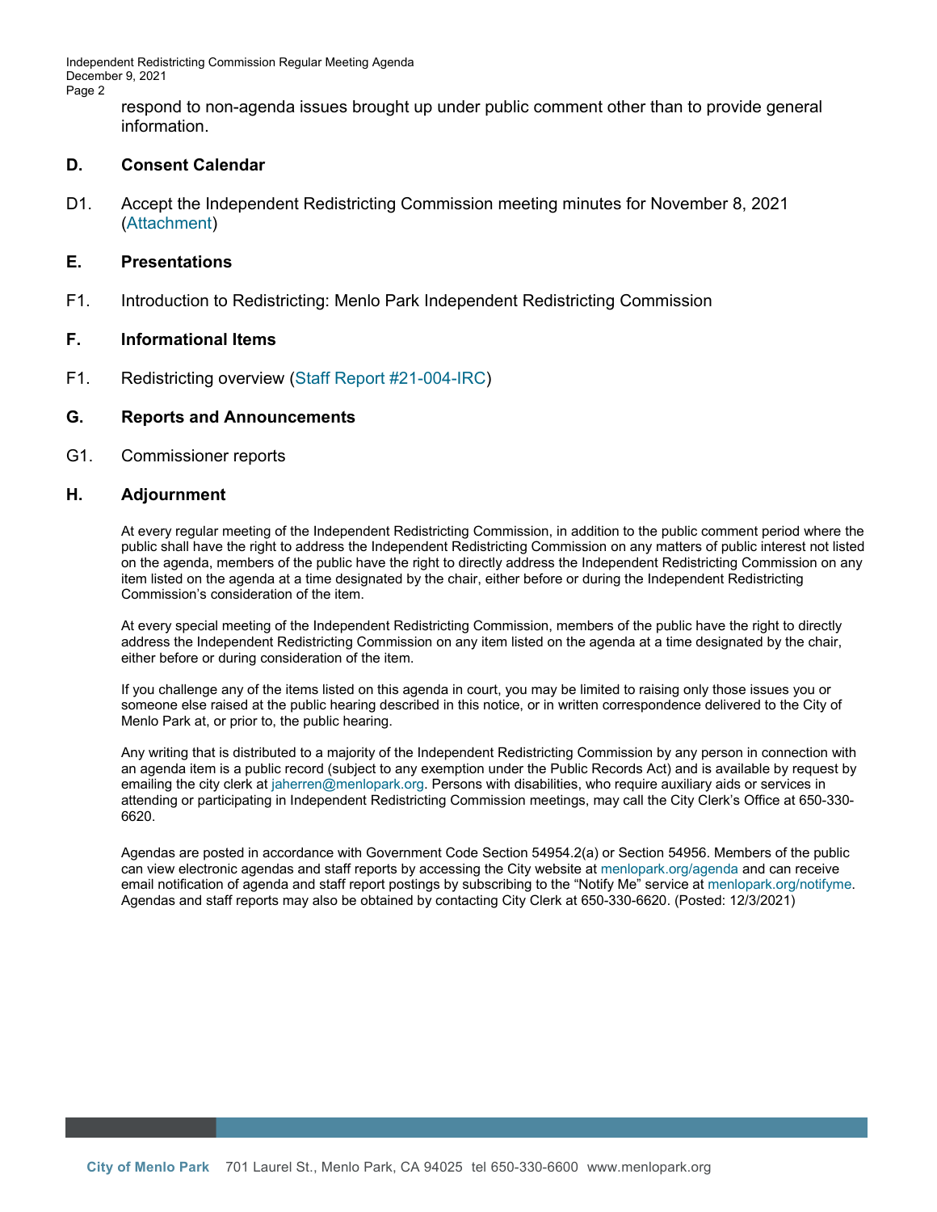respond to non-agenda issues brought up under public comment other than to provide general information.

## D. Consent Calendar

D1. Accept the Independent Redistricting Commission meeting minutes for November 8, 2021 (Attachment)

## E. Presentations

F1. Introduction to Redistricting: Menlo Park Independent Redistricting Commission

## F. Informational Items

F1. Redistricting overview (Staff Report #21-004-IRC)

## G. Reports and Announcements

G1. Commissioner reports

## H. Adjournment

At every regular meeting of the Independent Redistricting Commission, in addition to the public comment period where the public shall have the right to address the Independent Redistricting Commission on any matters of public interest not listed on the agenda, members of the public have the right to directly address the Independent Redistricting Commission on any item listed on the agenda at a time designated by the chair, either before or during the Independent Redistricting Commission's consideration of the item.

At every special meeting of the Independent Redistricting Commission, members of the public have the right to directly address the Independent Redistricting Commission on any item listed on the agenda at a time designated by the chair, either before or during consideration of the item.

If you challenge any of the items listed on this agenda in court, you may be limited to raising only those issues you or someone else raised at the public hearing described in this notice, or in written correspondence delivered to the City of Menlo Park at, or prior to, the public hearing.

Any writing that is distributed to a majority of the Independent Redistricting Commission by any person in connection with an agenda item is a public record (subject to any exemption under the Public Records Act) and is available by request by emailing the city clerk at jaherren@menlopark.org. Persons with disabilities, who require auxiliary aids or services in attending or participating in Independent Redistricting Commission meetings, may call the City Clerk's Office at 650-330-6620.

Agendas are posted in accordance with Government Code Section 54954.2(a) or Section 54956. Members of the public can view electronic agendas and staff reports by accessing the City website at menlopark.org/agenda and can receive email notification of agenda and staff report postings by subscribing to the "Notify Me" service at menlopark.org/notifyme. Agendas and staff reports may also be obtained by contacting City Clerk at 650-330-6620. (Posted: 12/3/2021)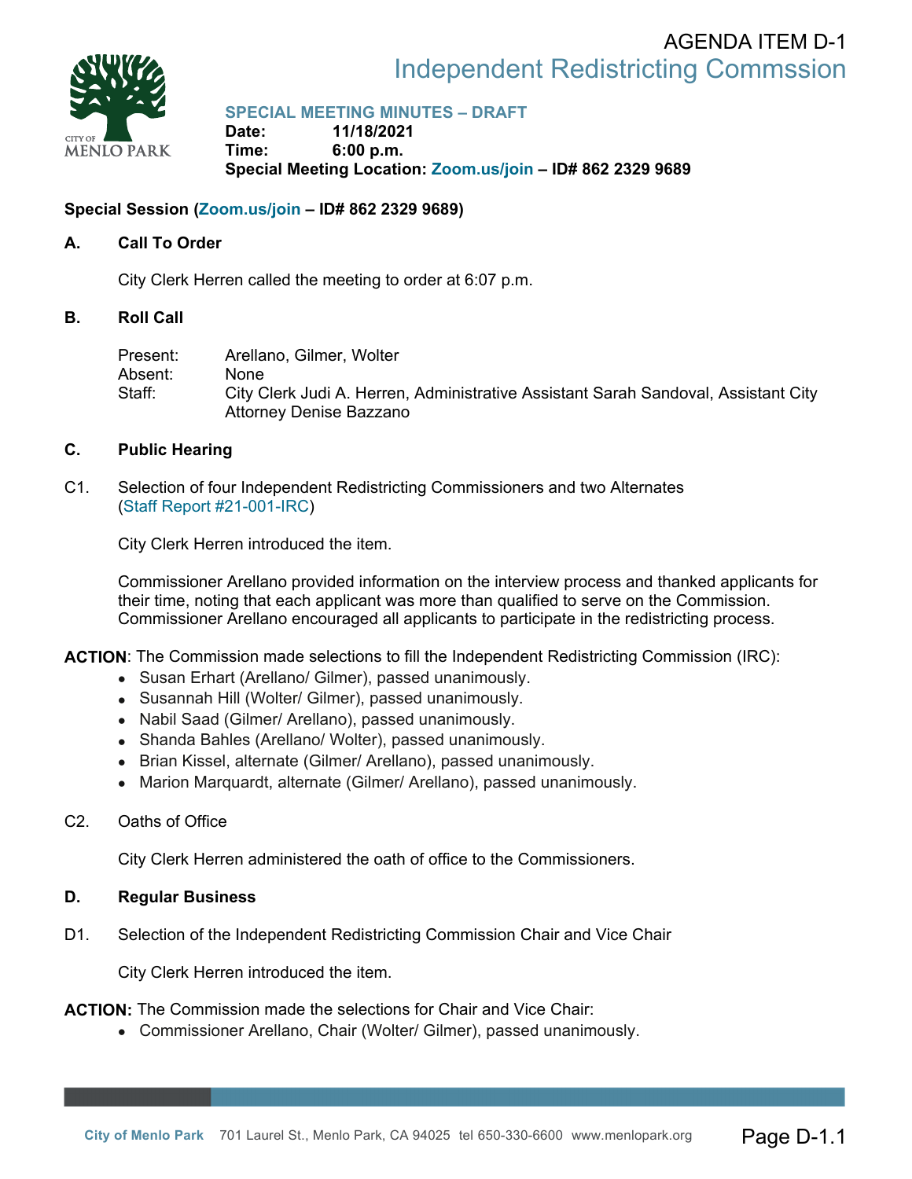AGENDA ITEM D-1

# Independent Redistricting Commssion

**SPECIAL MEETING MINUTES – DRAFT**
**Date:** 11/18/2021
**Time:** 6:00 p.m.
**Special Meeting Location:** Zoom.us/join – ID# 862 2329 9689

**Special Session (Zoom.us/join – ID# 862 2329 9689)**

## A. Call To Order

City Clerk Herren called the meeting to order at 6:07 p.m.

## B. Roll Call

Present: Arellano, Gilmer, Wolter
Absent: None
Staff: City Clerk Judi A. Herren, Administrative Assistant Sarah Sandoval, Assistant City Attorney Denise Bazzano

## C. Public Hearing

C1. Selection of four Independent Redistricting Commissioners and two Alternates (Staff Report #21-001-IRC)

City Clerk Herren introduced the item.

Commissioner Arellano provided information on the interview process and thanked applicants for their time, noting that each applicant was more than qualified to serve on the Commission. Commissioner Arellano encouraged all applicants to participate in the redistricting process.

**ACTION**: The Commission made selections to fill the Independent Redistricting Commission (IRC):

- Susan Erhart (Arellano/ Gilmer), passed unanimously.
- Susannah Hill (Wolter/ Gilmer), passed unanimously.
- Nabil Saad (Gilmer/ Arellano), passed unanimously.
- Shanda Bahles (Arellano/ Wolter), passed unanimously.
- Brian Kissel, alternate (Gilmer/ Arellano), passed unanimously.
- Marion Marquardt, alternate (Gilmer/ Arellano), passed unanimously.

C2. Oaths of Office

City Clerk Herren administered the oath of office to the Commissioners.

## D. Regular Business

D1. Selection of the Independent Redistricting Commission Chair and Vice Chair

City Clerk Herren introduced the item.

**ACTION:** The Commission made the selections for Chair and Vice Chair:

- Commissioner Arellano, Chair (Wolter/ Gilmer), passed unanimously.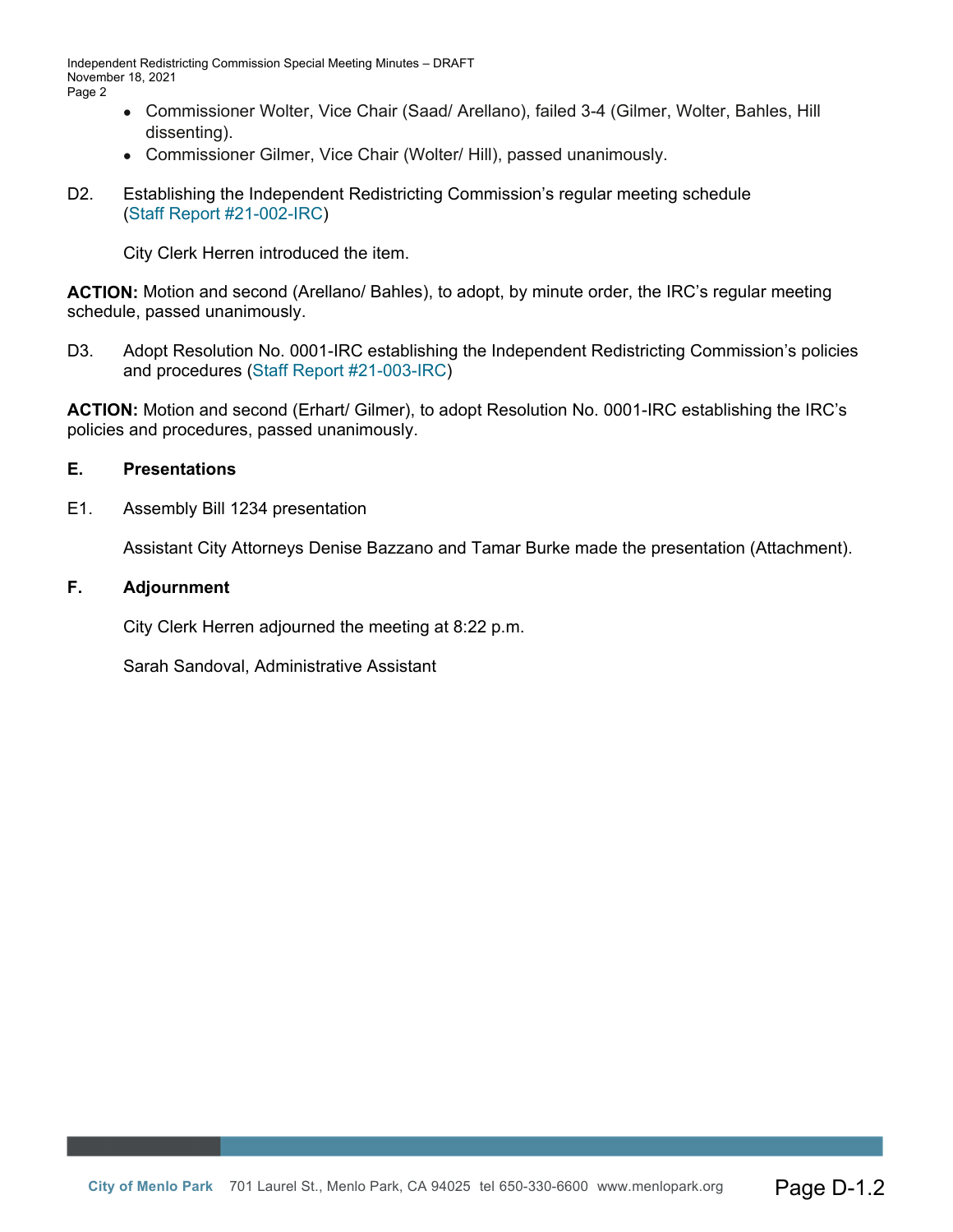- Commissioner Wolter, Vice Chair (Saad/ Arellano), failed 3-4 (Gilmer, Wolter, Bahles, Hill dissenting).
- Commissioner Gilmer, Vice Chair (Wolter/ Hill), passed unanimously.

D2. Establishing the Independent Redistricting Commission's regular meeting schedule (Staff Report #21-002-IRC)

City Clerk Herren introduced the item.

**ACTION:** Motion and second (Arellano/ Bahles), to adopt, by minute order, the IRC's regular meeting schedule, passed unanimously.

D3. Adopt Resolution No. 0001-IRC establishing the Independent Redistricting Commission's policies and procedures (Staff Report #21-003-IRC)

**ACTION:** Motion and second (Erhart/ Gilmer), to adopt Resolution No. 0001-IRC establishing the IRC's policies and procedures, passed unanimously.

## E. Presentations

E1. Assembly Bill 1234 presentation

Assistant City Attorneys Denise Bazzano and Tamar Burke made the presentation (Attachment).

## F. Adjournment

City Clerk Herren adjourned the meeting at 8:22 p.m.

Sarah Sandoval, Administrative Assistant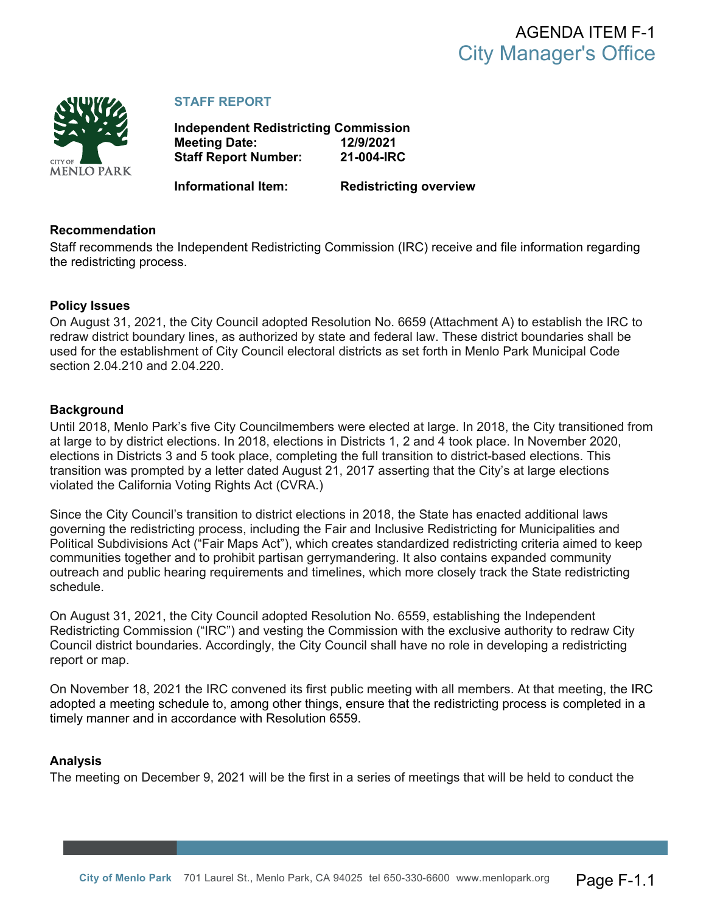AGENDA ITEM F-1
City Manager's Office

## STAFF REPORT

**Independent Redistricting Commission**
**Meeting Date: 12/9/2021**
**Staff Report Number: 21-004-IRC**

**Informational Item: Redistricting overview**

### Recommendation

Staff recommends the Independent Redistricting Commission (IRC) receive and file information regarding the redistricting process.

### Policy Issues

On August 31, 2021, the City Council adopted Resolution No. 6659 (Attachment A) to establish the IRC to redraw district boundary lines, as authorized by state and federal law. These district boundaries shall be used for the establishment of City Council electoral districts as set forth in Menlo Park Municipal Code section 2.04.210 and 2.04.220.

### Background

Until 2018, Menlo Park's five City Councilmembers were elected at large. In 2018, the City transitioned from at large to by district elections. In 2018, elections in Districts 1, 2 and 4 took place. In November 2020, elections in Districts 3 and 5 took place, completing the full transition to district-based elections. This transition was prompted by a letter dated August 21, 2017 asserting that the City's at large elections violated the California Voting Rights Act (CVRA.)

Since the City Council's transition to district elections in 2018, the State has enacted additional laws governing the redistricting process, including the Fair and Inclusive Redistricting for Municipalities and Political Subdivisions Act ("Fair Maps Act"), which creates standardized redistricting criteria aimed to keep communities together and to prohibit partisan gerrymandering. It also contains expanded community outreach and public hearing requirements and timelines, which more closely track the State redistricting schedule.

On August 31, 2021, the City Council adopted Resolution No. 6559, establishing the Independent Redistricting Commission ("IRC") and vesting the Commission with the exclusive authority to redraw City Council district boundaries. Accordingly, the City Council shall have no role in developing a redistricting report or map.

On November 18, 2021 the IRC convened its first public meeting with all members. At that meeting, the IRC adopted a meeting schedule to, among other things, ensure that the redistricting process is completed in a timely manner and in accordance with Resolution 6559.

### Analysis

The meeting on December 9, 2021 will be the first in a series of meetings that will be held to conduct the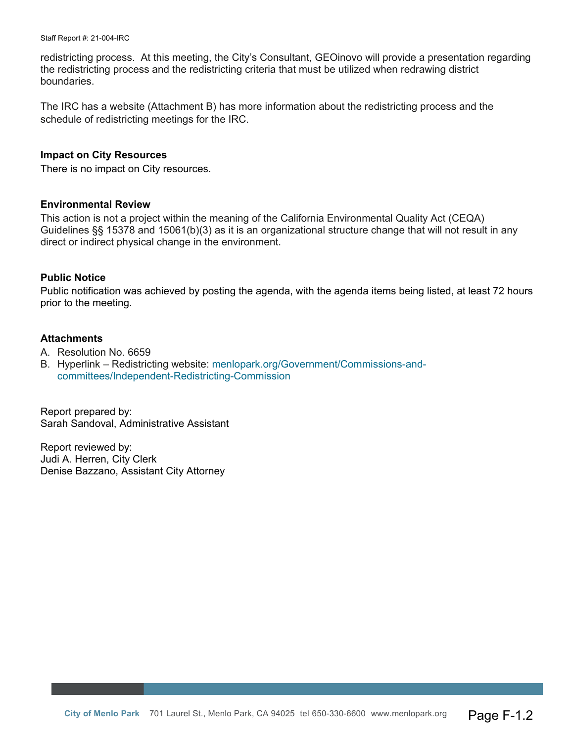redistricting process. At this meeting, the City's Consultant, GEOinovo will provide a presentation regarding the redistricting process and the redistricting criteria that must be utilized when redrawing district boundaries.

The IRC has a website (Attachment B) has more information about the redistricting process and the schedule of redistricting meetings for the IRC.

**Impact on City Resources**

There is no impact on City resources.

**Environmental Review**

This action is not a project within the meaning of the California Environmental Quality Act (CEQA) Guidelines §§ 15378 and 15061(b)(3) as it is an organizational structure change that will not result in any direct or indirect physical change in the environment.

**Public Notice**

Public notification was achieved by posting the agenda, with the agenda items being listed, at least 72 hours prior to the meeting.

**Attachments**

A. Resolution No. 6659
B. Hyperlink – Redistricting website: menlopark.org/Government/Commissions-and-committees/Independent-Redistricting-Commission

Report prepared by:
Sarah Sandoval, Administrative Assistant

Report reviewed by:
Judi A. Herren, City Clerk
Denise Bazzano, Assistant City Attorney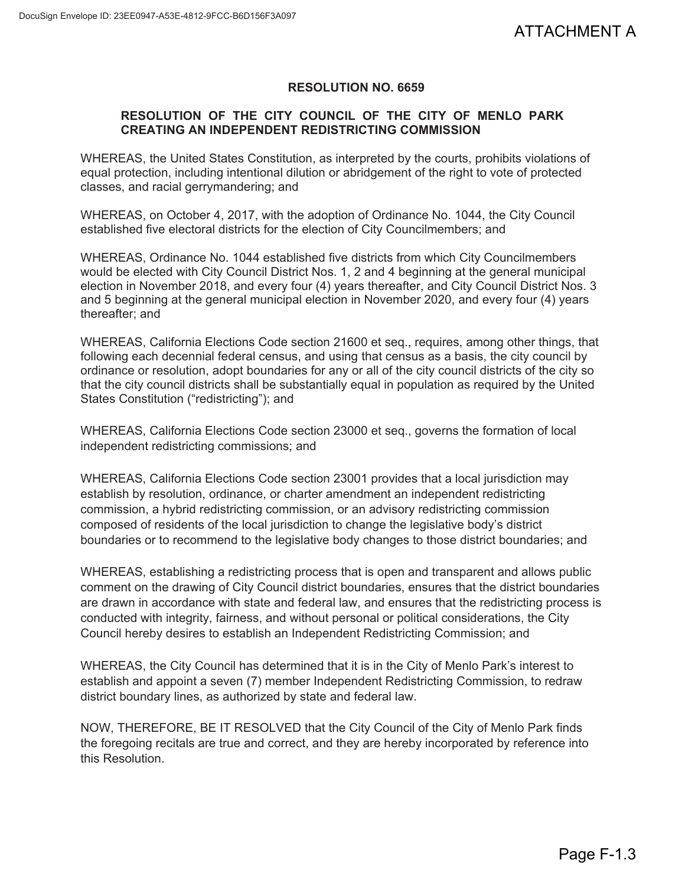ATTACHMENT A

## RESOLUTION NO. 6659

### RESOLUTION OF THE CITY COUNCIL OF THE CITY OF MENLO PARK CREATING AN INDEPENDENT REDISTRICTING COMMISSION

WHEREAS, the United States Constitution, as interpreted by the courts, prohibits violations of equal protection, including intentional dilution or abridgement of the right to vote of protected classes, and racial gerrymandering; and

WHEREAS, on October 4, 2017, with the adoption of Ordinance No. 1044, the City Council established five electoral districts for the election of City Councilmembers; and

WHEREAS, Ordinance No. 1044 established five districts from which City Councilmembers would be elected with City Council District Nos. 1, 2 and 4 beginning at the general municipal election in November 2018, and every four (4) years thereafter, and City Council District Nos. 3 and 5 beginning at the general municipal election in November 2020, and every four (4) years thereafter; and

WHEREAS, California Elections Code section 21600 et seq., requires, among other things, that following each decennial federal census, and using that census as a basis, the city council by ordinance or resolution, adopt boundaries for any or all of the city council districts of the city so that the city council districts shall be substantially equal in population as required by the United States Constitution ("redistricting"); and

WHEREAS, California Elections Code section 23000 et seq., governs the formation of local independent redistricting commissions; and

WHEREAS, California Elections Code section 23001 provides that a local jurisdiction may establish by resolution, ordinance, or charter amendment an independent redistricting commission, a hybrid redistricting commission, or an advisory redistricting commission composed of residents of the local jurisdiction to change the legislative body's district boundaries or to recommend to the legislative body changes to those district boundaries; and

WHEREAS, establishing a redistricting process that is open and transparent and allows public comment on the drawing of City Council district boundaries, ensures that the district boundaries are drawn in accordance with state and federal law, and ensures that the redistricting process is conducted with integrity, fairness, and without personal or political considerations, the City Council hereby desires to establish an Independent Redistricting Commission; and

WHEREAS, the City Council has determined that it is in the City of Menlo Park's interest to establish and appoint a seven (7) member Independent Redistricting Commission, to redraw district boundary lines, as authorized by state and federal law.

NOW, THEREFORE, BE IT RESOLVED that the City Council of the City of Menlo Park finds the foregoing recitals are true and correct, and they are hereby incorporated by reference into this Resolution.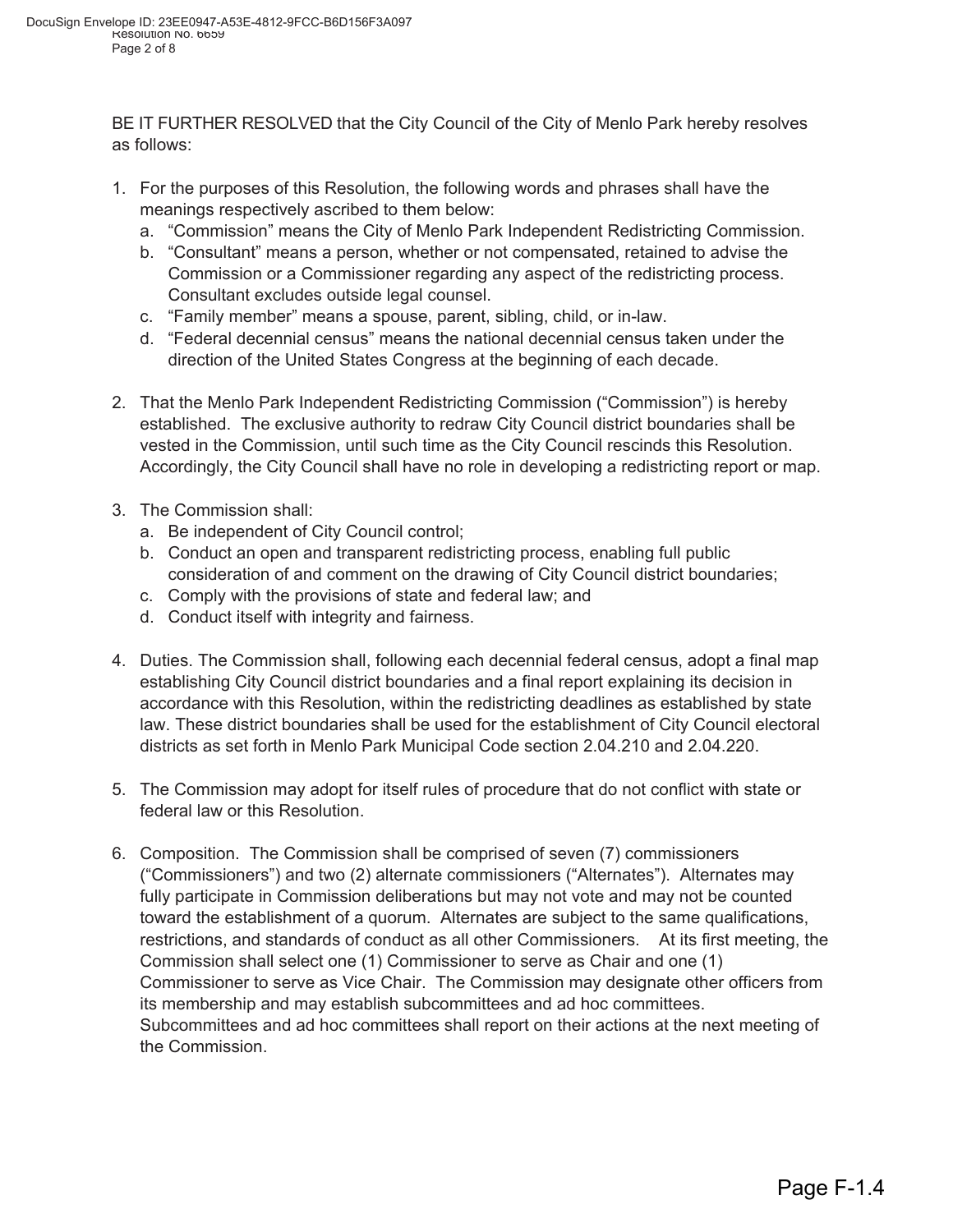BE IT FURTHER RESOLVED that the City Council of the City of Menlo Park hereby resolves as follows:

1. For the purposes of this Resolution, the following words and phrases shall have the meanings respectively ascribed to them below:
   a. "Commission" means the City of Menlo Park Independent Redistricting Commission.
   b. "Consultant" means a person, whether or not compensated, retained to advise the Commission or a Commissioner regarding any aspect of the redistricting process. Consultant excludes outside legal counsel.
   c. "Family member" means a spouse, parent, sibling, child, or in-law.
   d. "Federal decennial census" means the national decennial census taken under the direction of the United States Congress at the beginning of each decade.

2. That the Menlo Park Independent Redistricting Commission ("Commission") is hereby established. The exclusive authority to redraw City Council district boundaries shall be vested in the Commission, until such time as the City Council rescinds this Resolution. Accordingly, the City Council shall have no role in developing a redistricting report or map.

3. The Commission shall:
   a. Be independent of City Council control;
   b. Conduct an open and transparent redistricting process, enabling full public consideration of and comment on the drawing of City Council district boundaries;
   c. Comply with the provisions of state and federal law; and
   d. Conduct itself with integrity and fairness.

4. Duties. The Commission shall, following each decennial federal census, adopt a final map establishing City Council district boundaries and a final report explaining its decision in accordance with this Resolution, within the redistricting deadlines as established by state law. These district boundaries shall be used for the establishment of City Council electoral districts as set forth in Menlo Park Municipal Code section 2.04.210 and 2.04.220.

5. The Commission may adopt for itself rules of procedure that do not conflict with state or federal law or this Resolution.

6. Composition. The Commission shall be comprised of seven (7) commissioners ("Commissioners") and two (2) alternate commissioners ("Alternates"). Alternates may fully participate in Commission deliberations but may not vote and may not be counted toward the establishment of a quorum. Alternates are subject to the same qualifications, restrictions, and standards of conduct as all other Commissioners. At its first meeting, the Commission shall select one (1) Commissioner to serve as Chair and one (1) Commissioner to serve as Vice Chair. The Commission may designate other officers from its membership and may establish subcommittees and ad hoc committees. Subcommittees and ad hoc committees shall report on their actions at the next meeting of the Commission.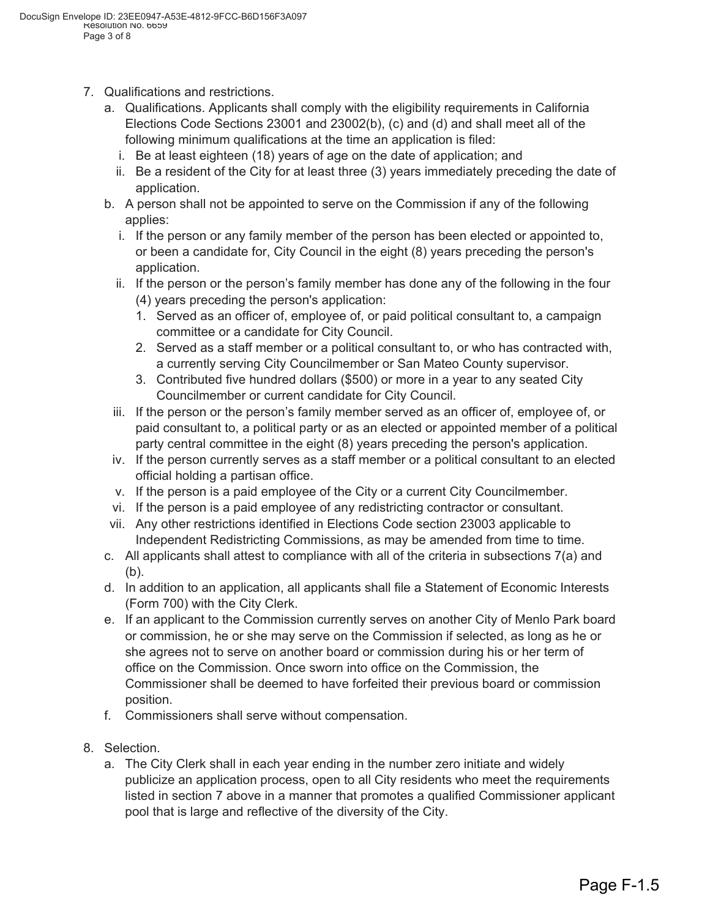7. Qualifications and restrictions.
   a. Qualifications. Applicants shall comply with the eligibility requirements in California Elections Code Sections 23001 and 23002(b), (c) and (d) and shall meet all of the following minimum qualifications at the time an application is filed:
      i. Be at least eighteen (18) years of age on the date of application; and
      ii. Be a resident of the City for at least three (3) years immediately preceding the date of application.
   b. A person shall not be appointed to serve on the Commission if any of the following applies:
      i. If the person or any family member of the person has been elected or appointed to, or been a candidate for, City Council in the eight (8) years preceding the person's application.
      ii. If the person or the person's family member has done any of the following in the four (4) years preceding the person's application:
         1. Served as an officer of, employee of, or paid political consultant to, a campaign committee or a candidate for City Council.
         2. Served as a staff member or a political consultant to, or who has contracted with, a currently serving City Councilmember or San Mateo County supervisor.
         3. Contributed five hundred dollars ($500) or more in a year to any seated City Councilmember or current candidate for City Council.
      iii. If the person or the person's family member served as an officer of, employee of, or paid consultant to, a political party or as an elected or appointed member of a political party central committee in the eight (8) years preceding the person's application.
      iv. If the person currently serves as a staff member or a political consultant to an elected official holding a partisan office.
      v. If the person is a paid employee of the City or a current City Councilmember.
      vi. If the person is a paid employee of any redistricting contractor or consultant.
      vii. Any other restrictions identified in Elections Code section 23003 applicable to Independent Redistricting Commissions, as may be amended from time to time.
   c. All applicants shall attest to compliance with all of the criteria in subsections 7(a) and (b).
   d. In addition to an application, all applicants shall file a Statement of Economic Interests (Form 700) with the City Clerk.
   e. If an applicant to the Commission currently serves on another City of Menlo Park board or commission, he or she may serve on the Commission if selected, as long as he or she agrees not to serve on another board or commission during his or her term of office on the Commission. Once sworn into office on the Commission, the Commissioner shall be deemed to have forfeited their previous board or commission position.
   f. Commissioners shall serve without compensation.

8. Selection.
   a. The City Clerk shall in each year ending in the number zero initiate and widely publicize an application process, open to all City residents who meet the requirements listed in section 7 above in a manner that promotes a qualified Commissioner applicant pool that is large and reflective of the diversity of the City.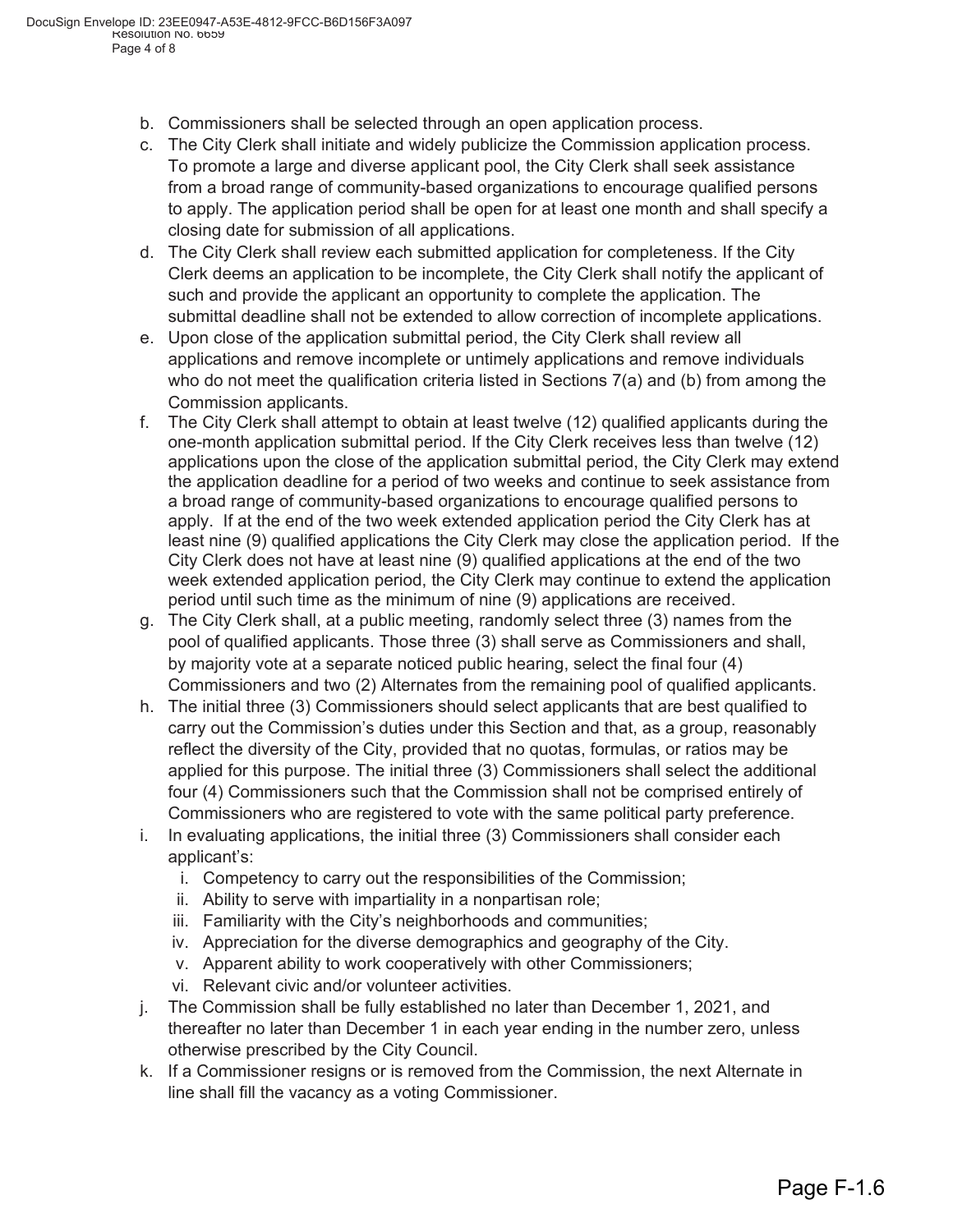b. Commissioners shall be selected through an open application process.

c. The City Clerk shall initiate and widely publicize the Commission application process. To promote a large and diverse applicant pool, the City Clerk shall seek assistance from a broad range of community-based organizations to encourage qualified persons to apply. The application period shall be open for at least one month and shall specify a closing date for submission of all applications.

d. The City Clerk shall review each submitted application for completeness. If the City Clerk deems an application to be incomplete, the City Clerk shall notify the applicant of such and provide the applicant an opportunity to complete the application. The submittal deadline shall not be extended to allow correction of incomplete applications.

e. Upon close of the application submittal period, the City Clerk shall review all applications and remove incomplete or untimely applications and remove individuals who do not meet the qualification criteria listed in Sections 7(a) and (b) from among the Commission applicants.

f. The City Clerk shall attempt to obtain at least twelve (12) qualified applicants during the one-month application submittal period. If the City Clerk receives less than twelve (12) applications upon the close of the application submittal period, the City Clerk may extend the application deadline for a period of two weeks and continue to seek assistance from a broad range of community-based organizations to encourage qualified persons to apply. If at the end of the two week extended application period the City Clerk has at least nine (9) qualified applications the City Clerk may close the application period. If the City Clerk does not have at least nine (9) qualified applications at the end of the two week extended application period, the City Clerk may continue to extend the application period until such time as the minimum of nine (9) applications are received.

g. The City Clerk shall, at a public meeting, randomly select three (3) names from the pool of qualified applicants. Those three (3) shall serve as Commissioners and shall, by majority vote at a separate noticed public hearing, select the final four (4) Commissioners and two (2) Alternates from the remaining pool of qualified applicants.

h. The initial three (3) Commissioners should select applicants that are best qualified to carry out the Commission's duties under this Section and that, as a group, reasonably reflect the diversity of the City, provided that no quotas, formulas, or ratios may be applied for this purpose. The initial three (3) Commissioners shall select the additional four (4) Commissioners such that the Commission shall not be comprised entirely of Commissioners who are registered to vote with the same political party preference.

i. In evaluating applications, the initial three (3) Commissioners shall consider each applicant's:
   i. Competency to carry out the responsibilities of the Commission;
   ii. Ability to serve with impartiality in a nonpartisan role;
   iii. Familiarity with the City's neighborhoods and communities;
   iv. Appreciation for the diverse demographics and geography of the City.
   v. Apparent ability to work cooperatively with other Commissioners;
   vi. Relevant civic and/or volunteer activities.

j. The Commission shall be fully established no later than December 1, 2021, and thereafter no later than December 1 in each year ending in the number zero, unless otherwise prescribed by the City Council.

k. If a Commissioner resigns or is removed from the Commission, the next Alternate in line shall fill the vacancy as a voting Commissioner.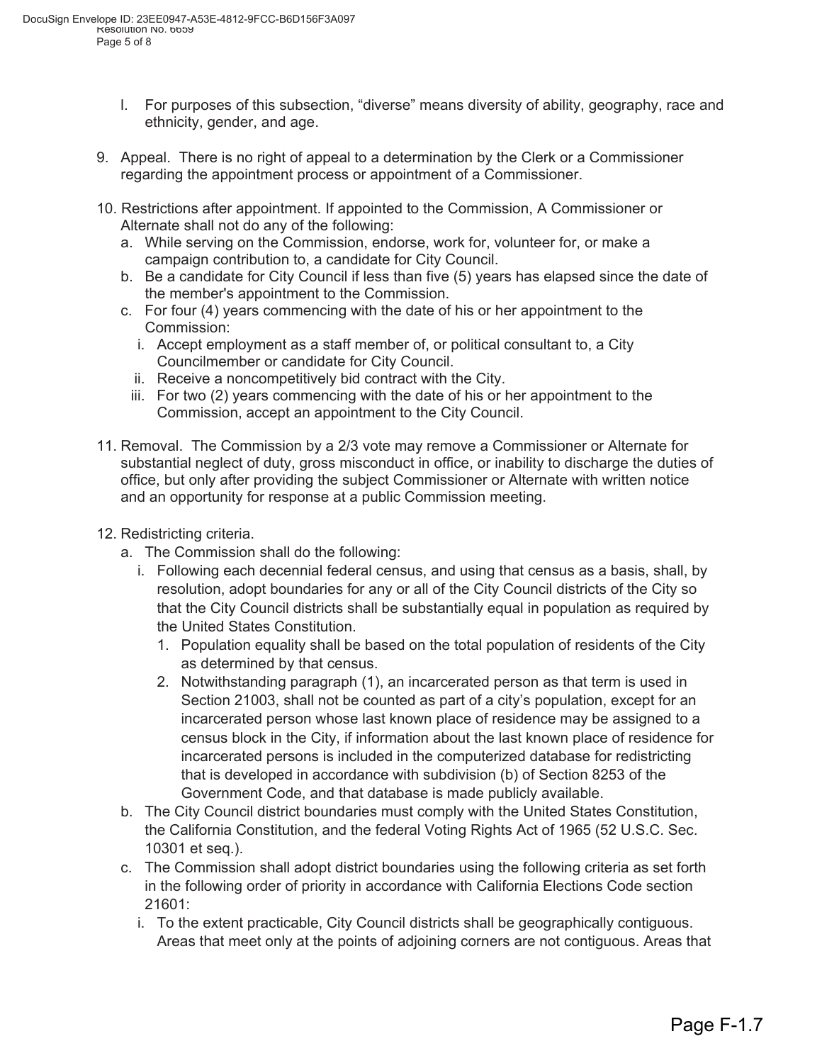l. For purposes of this subsection, "diverse" means diversity of ability, geography, race and ethnicity, gender, and age.

9. Appeal. There is no right of appeal to a determination by the Clerk or a Commissioner regarding the appointment process or appointment of a Commissioner.

10. Restrictions after appointment. If appointed to the Commission, A Commissioner or Alternate shall not do any of the following:
    a. While serving on the Commission, endorse, work for, volunteer for, or make a campaign contribution to, a candidate for City Council.
    b. Be a candidate for City Council if less than five (5) years has elapsed since the date of the member's appointment to the Commission.
    c. For four (4) years commencing with the date of his or her appointment to the Commission:
        i. Accept employment as a staff member of, or political consultant to, a City Councilmember or candidate for City Council.
        ii. Receive a noncompetitively bid contract with the City.
        iii. For two (2) years commencing with the date of his or her appointment to the Commission, accept an appointment to the City Council.

11. Removal. The Commission by a 2/3 vote may remove a Commissioner or Alternate for substantial neglect of duty, gross misconduct in office, or inability to discharge the duties of office, but only after providing the subject Commissioner or Alternate with written notice and an opportunity for response at a public Commission meeting.

12. Redistricting criteria.
    a. The Commission shall do the following:
        i. Following each decennial federal census, and using that census as a basis, shall, by resolution, adopt boundaries for any or all of the City Council districts of the City so that the City Council districts shall be substantially equal in population as required by the United States Constitution.
            1. Population equality shall be based on the total population of residents of the City as determined by that census.
            2. Notwithstanding paragraph (1), an incarcerated person as that term is used in Section 21003, shall not be counted as part of a city's population, except for an incarcerated person whose last known place of residence may be assigned to a census block in the City, if information about the last known place of residence for incarcerated persons is included in the computerized database for redistricting that is developed in accordance with subdivision (b) of Section 8253 of the Government Code, and that database is made publicly available.
    b. The City Council district boundaries must comply with the United States Constitution, the California Constitution, and the federal Voting Rights Act of 1965 (52 U.S.C. Sec. 10301 et seq.).
    c. The Commission shall adopt district boundaries using the following criteria as set forth in the following order of priority in accordance with California Elections Code section 21601:
        i. To the extent practicable, City Council districts shall be geographically contiguous. Areas that meet only at the points of adjoining corners are not contiguous. Areas that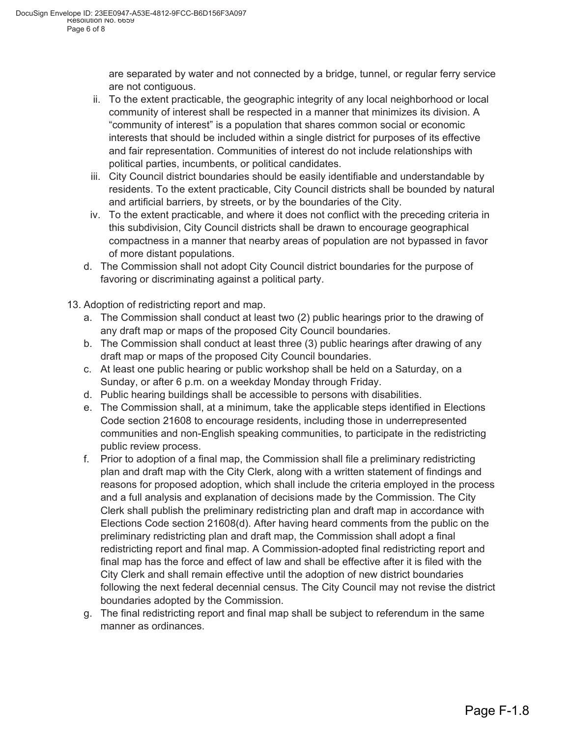are separated by water and not connected by a bridge, tunnel, or regular ferry service are not contiguous.

ii. To the extent practicable, the geographic integrity of any local neighborhood or local community of interest shall be respected in a manner that minimizes its division. A "community of interest" is a population that shares common social or economic interests that should be included within a single district for purposes of its effective and fair representation. Communities of interest do not include relationships with political parties, incumbents, or political candidates.

iii. City Council district boundaries should be easily identifiable and understandable by residents. To the extent practicable, City Council districts shall be bounded by natural and artificial barriers, by streets, or by the boundaries of the City.

iv. To the extent practicable, and where it does not conflict with the preceding criteria in this subdivision, City Council districts shall be drawn to encourage geographical compactness in a manner that nearby areas of population are not bypassed in favor of more distant populations.

d. The Commission shall not adopt City Council district boundaries for the purpose of favoring or discriminating against a political party.

13. Adoption of redistricting report and map.

a. The Commission shall conduct at least two (2) public hearings prior to the drawing of any draft map or maps of the proposed City Council boundaries.

b. The Commission shall conduct at least three (3) public hearings after drawing of any draft map or maps of the proposed City Council boundaries.

c. At least one public hearing or public workshop shall be held on a Saturday, on a Sunday, or after 6 p.m. on a weekday Monday through Friday.

d. Public hearing buildings shall be accessible to persons with disabilities.

e. The Commission shall, at a minimum, take the applicable steps identified in Elections Code section 21608 to encourage residents, including those in underrepresented communities and non-English speaking communities, to participate in the redistricting public review process.

f. Prior to adoption of a final map, the Commission shall file a preliminary redistricting plan and draft map with the City Clerk, along with a written statement of findings and reasons for proposed adoption, which shall include the criteria employed in the process and a full analysis and explanation of decisions made by the Commission. The City Clerk shall publish the preliminary redistricting plan and draft map in accordance with Elections Code section 21608(d). After having heard comments from the public on the preliminary redistricting plan and draft map, the Commission shall adopt a final redistricting report and final map. A Commission-adopted final redistricting report and final map has the force and effect of law and shall be effective after it is filed with the City Clerk and shall remain effective until the adoption of new district boundaries following the next federal decennial census. The City Council may not revise the district boundaries adopted by the Commission.

g. The final redistricting report and final map shall be subject to referendum in the same manner as ordinances.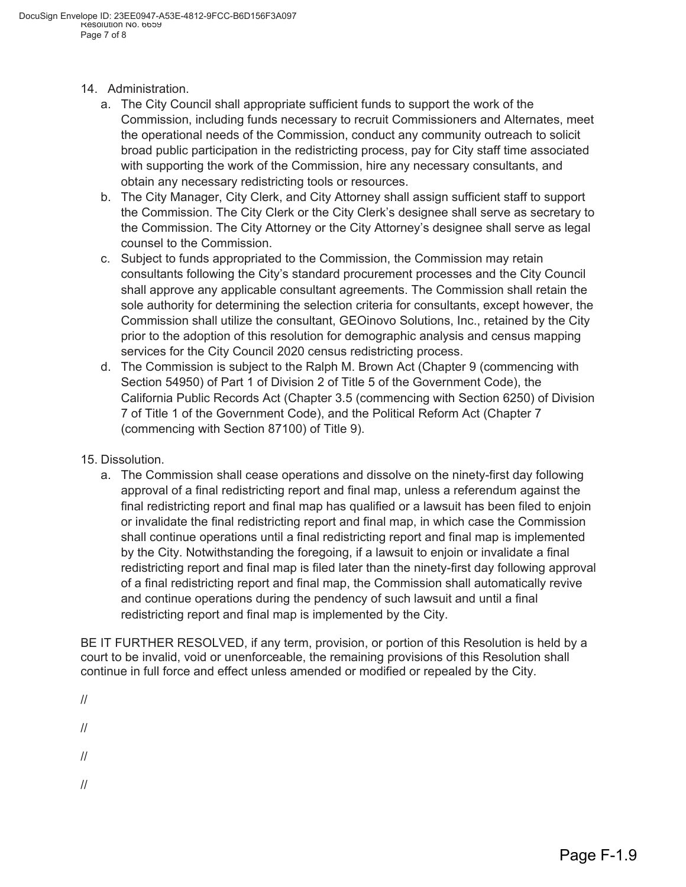14. Administration.
    a. The City Council shall appropriate sufficient funds to support the work of the Commission, including funds necessary to recruit Commissioners and Alternates, meet the operational needs of the Commission, conduct any community outreach to solicit broad public participation in the redistricting process, pay for City staff time associated with supporting the work of the Commission, hire any necessary consultants, and obtain any necessary redistricting tools or resources.
    b. The City Manager, City Clerk, and City Attorney shall assign sufficient staff to support the Commission. The City Clerk or the City Clerk's designee shall serve as secretary to the Commission. The City Attorney or the City Attorney's designee shall serve as legal counsel to the Commission.
    c. Subject to funds appropriated to the Commission, the Commission may retain consultants following the City's standard procurement processes and the City Council shall approve any applicable consultant agreements. The Commission shall retain the sole authority for determining the selection criteria for consultants, except however, the Commission shall utilize the consultant, GEOinovo Solutions, Inc., retained by the City prior to the adoption of this resolution for demographic analysis and census mapping services for the City Council 2020 census redistricting process.
    d. The Commission is subject to the Ralph M. Brown Act (Chapter 9 (commencing with Section 54950) of Part 1 of Division 2 of Title 5 of the Government Code), the California Public Records Act (Chapter 3.5 (commencing with Section 6250) of Division 7 of Title 1 of the Government Code), and the Political Reform Act (Chapter 7 (commencing with Section 87100) of Title 9).

15. Dissolution.
    a. The Commission shall cease operations and dissolve on the ninety-first day following approval of a final redistricting report and final map, unless a referendum against the final redistricting report and final map has qualified or a lawsuit has been filed to enjoin or invalidate the final redistricting report and final map, in which case the Commission shall continue operations until a final redistricting report and final map is implemented by the City. Notwithstanding the foregoing, if a lawsuit to enjoin or invalidate a final redistricting report and final map is filed later than the ninety-first day following approval of a final redistricting report and final map, the Commission shall automatically revive and continue operations during the pendency of such lawsuit and until a final redistricting report and final map is implemented by the City.

BE IT FURTHER RESOLVED, if any term, provision, or portion of this Resolution is held by a court to be invalid, void or unenforceable, the remaining provisions of this Resolution shall continue in full force and effect unless amended or modified or repealed by the City.

//

//

//

//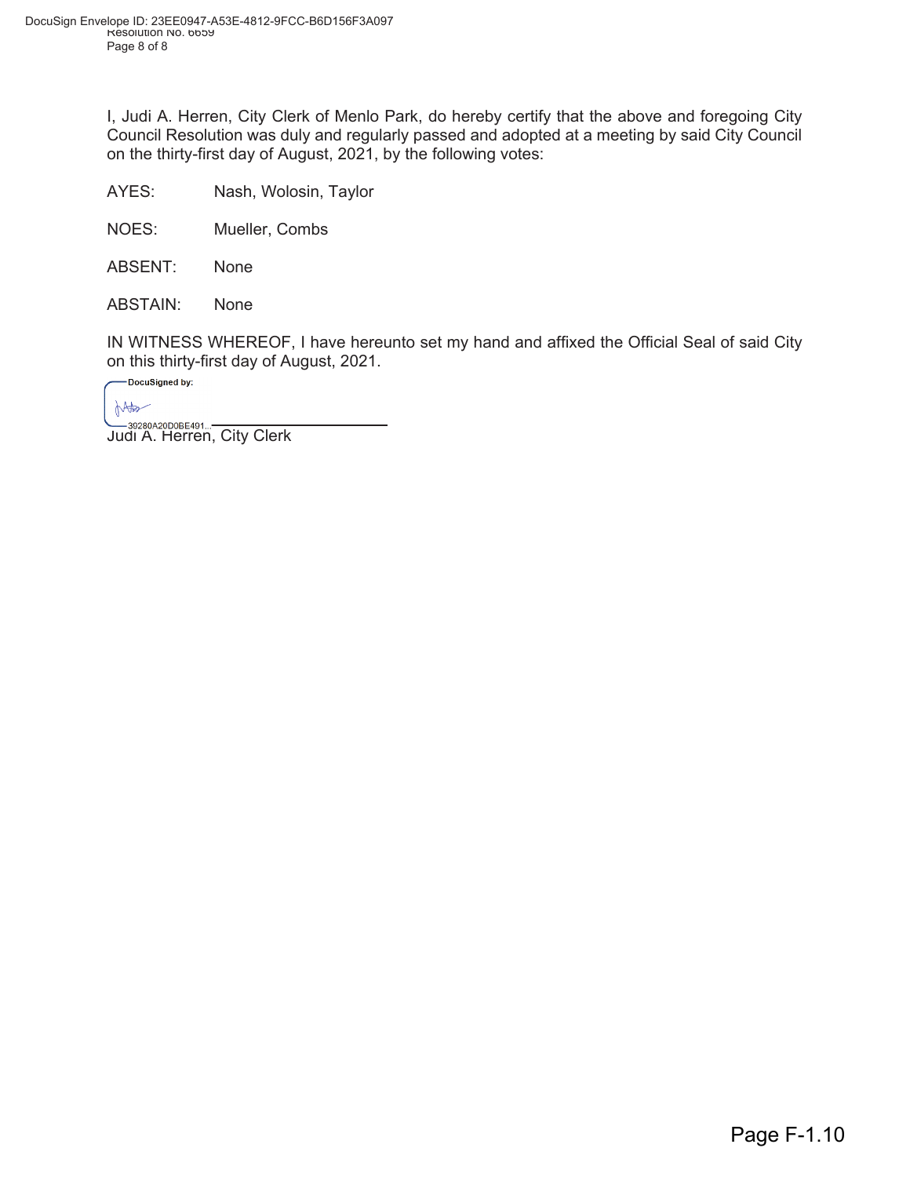I, Judi A. Herren, City Clerk of Menlo Park, do hereby certify that the above and foregoing City Council Resolution was duly and regularly passed and adopted at a meeting by said City Council on the thirty-first day of August, 2021, by the following votes:

AYES: Nash, Wolosin, Taylor

NOES: Mueller, Combs

ABSENT: None

ABSTAIN: None

IN WITNESS WHEREOF, I have hereunto set my hand and affixed the Official Seal of said City on this thirty-first day of August, 2021.

DocuSigned by:

39280A20D0BE491...

Judi A. Herren, City Clerk